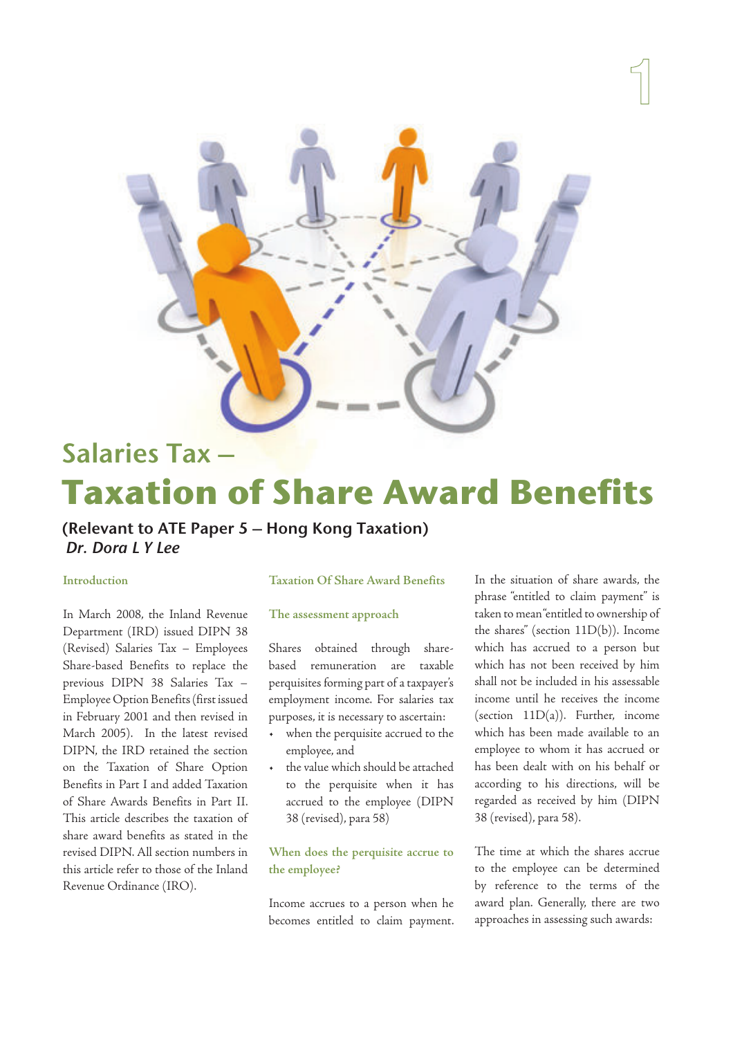# Salaries Tax –
# Taxation of Share Award Benefits

**(Relevant to ATE Paper 5 – Hong Kong Taxation)**
***Dr. Dora L Y Lee***

## Introduction

In March 2008, the Inland Revenue Department (IRD) issued DIPN 38 (Revised) Salaries Tax – Employees Share-based Benefits to replace the previous DIPN 38 Salaries Tax – Employee Option Benefits (first issued in February 2001 and then revised in March 2005). In the latest revised DIPN, the IRD retained the section on the Taxation of Share Option Benefits in Part I and added Taxation of Share Awards Benefits in Part II. This article describes the taxation of share award benefits as stated in the revised DIPN. All section numbers in this article refer to those of the Inland Revenue Ordinance (IRO).

## Taxation Of Share Award Benefits

### The assessment approach

Shares obtained through share-based remuneration are taxable perquisites forming part of a taxpayer's employment income. For salaries tax purposes, it is necessary to ascertain:

- when the perquisite accrued to the employee, and
- the value which should be attached to the perquisite when it has accrued to the employee (DIPN 38 (revised), para 58)

### When does the perquisite accrue to the employee?

Income accrues to a person when he becomes entitled to claim payment. In the situation of share awards, the phrase "entitled to claim payment" is taken to mean "entitled to ownership of the shares" (section 11D(b)). Income which has accrued to a person but which has not been received by him shall not be included in his assessable income until he receives the income (section 11D(a)). Further, income which has been made available to an employee to whom it has accrued or has been dealt with on his behalf or according to his directions, will be regarded as received by him (DIPN 38 (revised), para 58).

The time at which the shares accrue to the employee can be determined by reference to the terms of the award plan. Generally, there are two approaches in assessing such awards: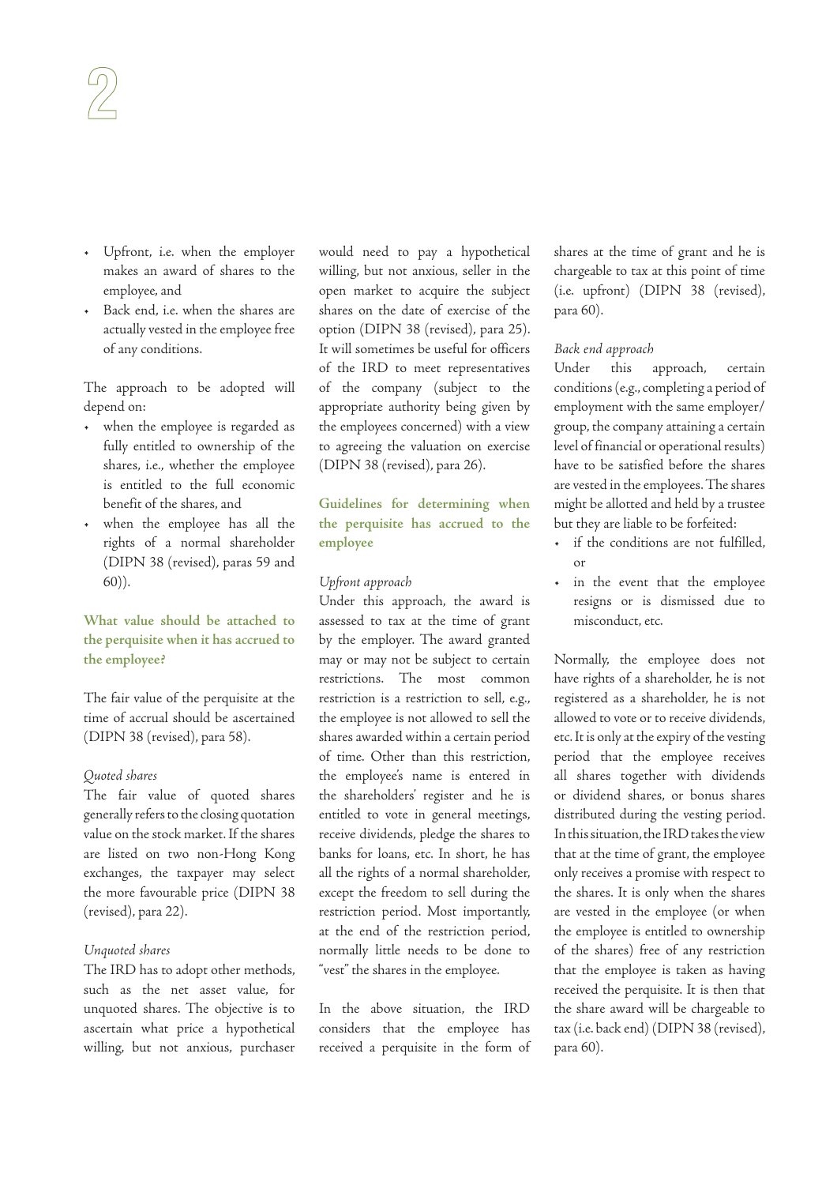- Upfront, i.e. when the employer makes an award of shares to the employee, and
- Back end, i.e. when the shares are actually vested in the employee free of any conditions.

The approach to be adopted will depend on:

- when the employee is regarded as fully entitled to ownership of the shares, i.e., whether the employee is entitled to the full economic benefit of the shares, and
- when the employee has all the rights of a normal shareholder (DIPN 38 (revised), paras 59 and 60)).

### What value should be attached to the perquisite when it has accrued to the employee?

The fair value of the perquisite at the time of accrual should be ascertained (DIPN 38 (revised), para 58).

*Quoted shares*

The fair value of quoted shares generally refers to the closing quotation value on the stock market. If the shares are listed on two non-Hong Kong exchanges, the taxpayer may select the more favourable price (DIPN 38 (revised), para 22).

*Unquoted shares*

The IRD has to adopt other methods, such as the net asset value, for unquoted shares. The objective is to ascertain what price a hypothetical willing, but not anxious, purchaser would need to pay a hypothetical willing, but not anxious, seller in the open market to acquire the subject shares on the date of exercise of the option (DIPN 38 (revised), para 25). It will sometimes be useful for officers of the IRD to meet representatives of the company (subject to the appropriate authority being given by the employees concerned) with a view to agreeing the valuation on exercise (DIPN 38 (revised), para 26).

### Guidelines for determining when the perquisite has accrued to the employee

*Upfront approach*

Under this approach, the award is assessed to tax at the time of grant by the employer. The award granted may or may not be subject to certain restrictions. The most common restriction is a restriction to sell, e.g., the employee is not allowed to sell the shares awarded within a certain period of time. Other than this restriction, the employee's name is entered in the shareholders' register and he is entitled to vote in general meetings, receive dividends, pledge the shares to banks for loans, etc. In short, he has all the rights of a normal shareholder, except the freedom to sell during the restriction period. Most importantly, at the end of the restriction period, normally little needs to be done to "vest" the shares in the employee.

In the above situation, the IRD considers that the employee has received a perquisite in the form of shares at the time of grant and he is chargeable to tax at this point of time (i.e. upfront) (DIPN 38 (revised), para 60).

*Back end approach*

Under this approach, certain conditions (e.g., completing a period of employment with the same employer/group, the company attaining a certain level of financial or operational results) have to be satisfied before the shares are vested in the employees. The shares might be allotted and held by a trustee but they are liable to be forfeited:

- if the conditions are not fulfilled, or
- in the event that the employee resigns or is dismissed due to misconduct, etc.

Normally, the employee does not have rights of a shareholder, he is not registered as a shareholder, he is not allowed to vote or to receive dividends, etc. It is only at the expiry of the vesting period that the employee receives all shares together with dividends or dividend shares, or bonus shares distributed during the vesting period. In this situation, the IRD takes the view that at the time of grant, the employee only receives a promise with respect to the shares. It is only when the shares are vested in the employee (or when the employee is entitled to ownership of the shares) free of any restriction that the employee is taken as having received the perquisite. It is then that the share award will be chargeable to tax (i.e. back end) (DIPN 38 (revised), para 60).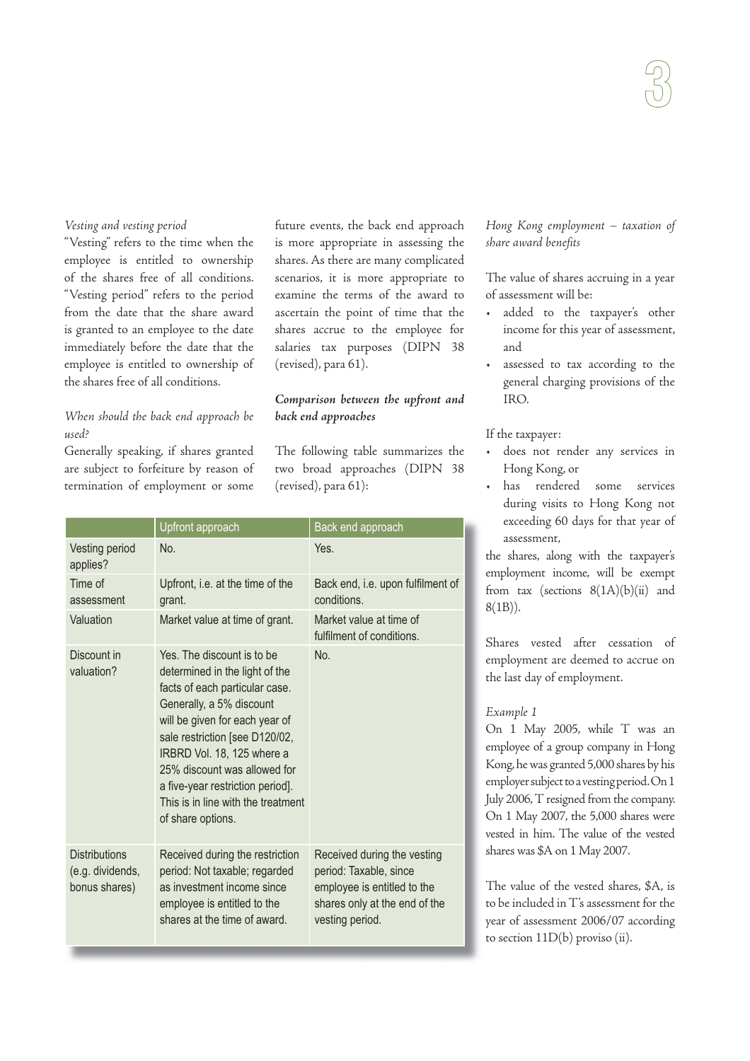*Vesting and vesting period*

"Vesting" refers to the time when the employee is entitled to ownership of the shares free of all conditions. "Vesting period" refers to the period from the date that the share award is granted to an employee to the date immediately before the date that the employee is entitled to ownership of the shares free of all conditions.

*When should the back end approach be used?*

Generally speaking, if shares granted are subject to forfeiture by reason of termination of employment or some future events, the back end approach is more appropriate in assessing the shares. As there are many complicated scenarios, it is more appropriate to examine the terms of the award to ascertain the point of time that the shares accrue to the employee for salaries tax purposes (DIPN 38 (revised), para 61).

***Comparison between the upfront and back end approaches***

The following table summarizes the two broad approaches (DIPN 38 (revised), para 61):

| | Upfront approach | Back end approach |
|---|---|---|
| Vesting period applies? | No. | Yes. |
| Time of assessment | Upfront, i.e. at the time of the grant. | Back end, i.e. upon fulfilment of conditions. |
| Valuation | Market value at time of grant. | Market value at time of fulfilment of conditions. |
| Discount in valuation? | Yes. The discount is to be determined in the light of the facts of each particular case. Generally, a 5% discount will be given for each year of sale restriction [see D120/02, IRBRD Vol. 18, 125 where a 25% discount was allowed for a five-year restriction period]. This is in line with the treatment of share options. | No. |
| Distributions (e.g. dividends, bonus shares) | Received during the restriction period: Not taxable; regarded as investment income since employee is entitled to the shares at the time of award. | Received during the vesting period: Taxable, since employee is entitled to the shares only at the end of the vesting period. |

*Hong Kong employment – taxation of share award benefits*

The value of shares accruing in a year of assessment will be:

- added to the taxpayer's other income for this year of assessment, and
- assessed to tax according to the general charging provisions of the IRO.

If the taxpayer:

- does not render any services in Hong Kong, or
- has rendered some services during visits to Hong Kong not exceeding 60 days for that year of assessment,

the shares, along with the taxpayer's employment income, will be exempt from tax (sections 8(1A)(b)(ii) and 8(1B)).

Shares vested after cessation of employment are deemed to accrue on the last day of employment.

*Example 1*

On 1 May 2005, while T was an employee of a group company in Hong Kong, he was granted 5,000 shares by his employer subject to a vesting period. On 1 July 2006, T resigned from the company. On 1 May 2007, the 5,000 shares were vested in him. The value of the vested shares was $A on 1 May 2007.

The value of the vested shares, $A, is to be included in T's assessment for the year of assessment 2006/07 according to section 11D(b) proviso (ii).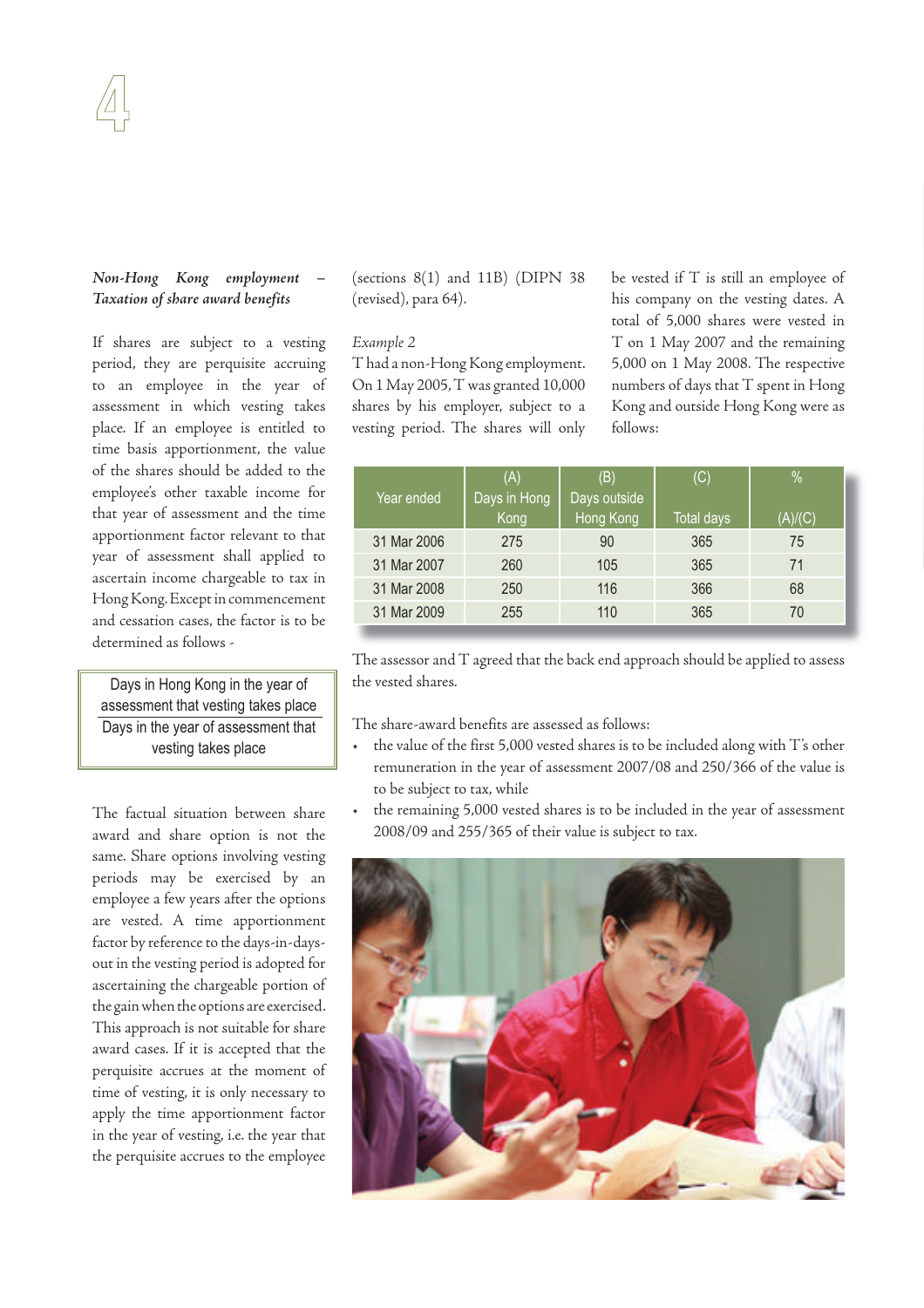*Non-Hong Kong employment – Taxation of share award benefits*

If shares are subject to a vesting period, they are perquisite accruing to an employee in the year of assessment in which vesting takes place. If an employee is entitled to time basis apportionment, the value of the shares should be added to the employee's other taxable income for that year of assessment and the time apportionment factor relevant to that year of assessment shall applied to ascertain income chargeable to tax in Hong Kong. Except in commencement and cessation cases, the factor is to be determined as follows -

$$\frac{\text{Days in Hong Kong in the year of assessment that vesting takes place}}{\text{Days in the year of assessment that vesting takes place}}$$

The factual situation between share award and share option is not the same. Share options involving vesting periods may be exercised by an employee a few years after the options are vested. A time apportionment factor by reference to the days-in-days-out in the vesting period is adopted for ascertaining the chargeable portion of the gain when the options are exercised. This approach is not suitable for share award cases. If it is accepted that the perquisite accrues at the moment of time of vesting, it is only necessary to apply the time apportionment factor in the year of vesting, i.e. the year that the perquisite accrues to the employee (sections 8(1) and 11B) (DIPN 38 (revised), para 64).

*Example 2*

T had a non-Hong Kong employment. On 1 May 2005, T was granted 10,000 shares by his employer, subject to a vesting period. The shares will only be vested if T is still an employee of his company on the vesting dates. A total of 5,000 shares were vested in T on 1 May 2007 and the remaining 5,000 on 1 May 2008. The respective numbers of days that T spent in Hong Kong and outside Hong Kong were as follows:

| Year ended | (A) Days in Hong Kong | (B) Days outside Hong Kong | (C) Total days | % (A)/(C) |
|---|---|---|---|---|
| 31 Mar 2006 | 275 | 90 | 365 | 75 |
| 31 Mar 2007 | 260 | 105 | 365 | 71 |
| 31 Mar 2008 | 250 | 116 | 366 | 68 |
| 31 Mar 2009 | 255 | 110 | 365 | 70 |

The assessor and T agreed that the back end approach should be applied to assess the vested shares.

The share-award benefits are assessed as follows:

- the value of the first 5,000 vested shares is to be included along with T's other remuneration in the year of assessment 2007/08 and 250/366 of the value is to be subject to tax, while
- the remaining 5,000 vested shares is to be included in the year of assessment 2008/09 and 255/365 of their value is subject to tax.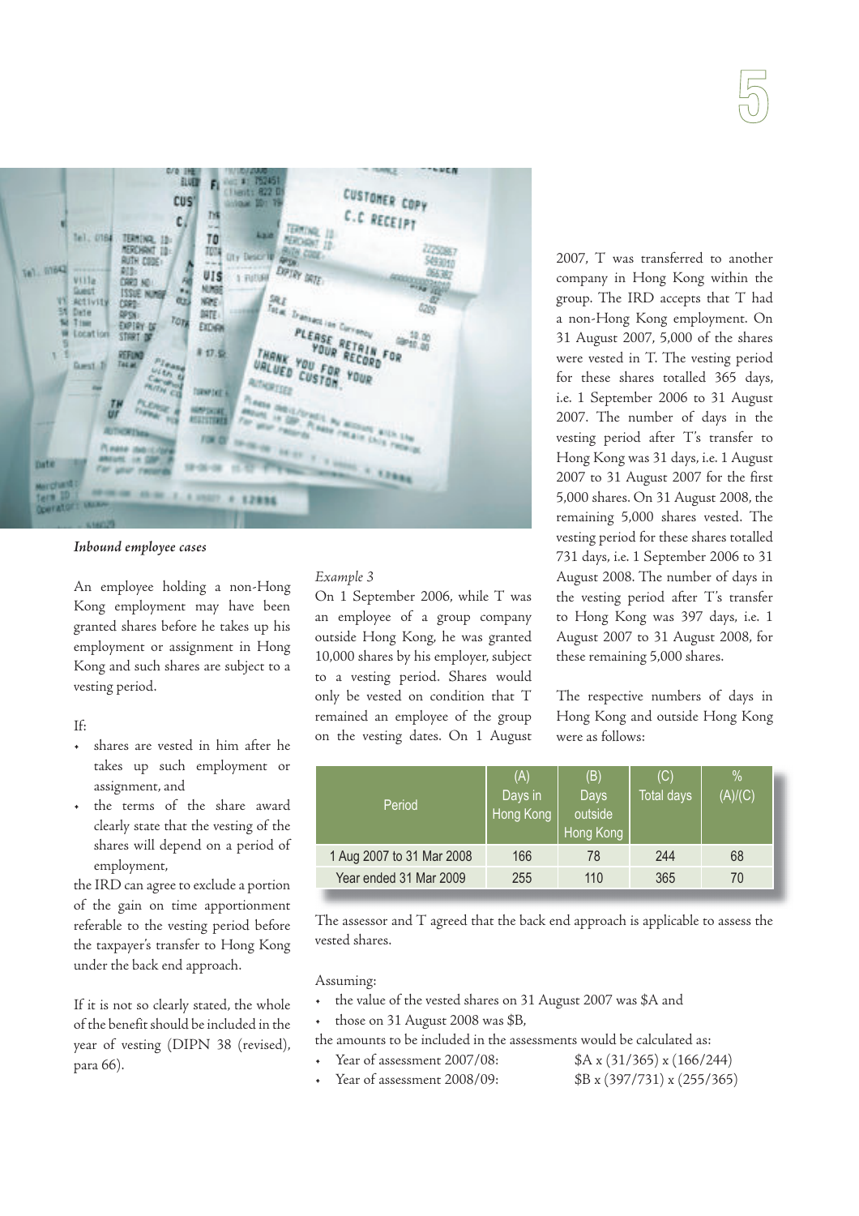*Inbound employee cases*

An employee holding a non-Hong Kong employment may have been granted shares before he takes up his employment or assignment in Hong Kong and such shares are subject to a vesting period.

If:

- shares are vested in him after he takes up such employment or assignment, and
- the terms of the share award clearly state that the vesting of the shares will depend on a period of employment,

the IRD can agree to exclude a portion of the gain on time apportionment referable to the vesting period before the taxpayer's transfer to Hong Kong under the back end approach.

If it is not so clearly stated, the whole of the benefit should be included in the year of vesting (DIPN 38 (revised), para 66).

*Example 3*

On 1 September 2006, while T was an employee of a group company outside Hong Kong, he was granted 10,000 shares by his employer, subject to a vesting period. Shares would only be vested on condition that T remained an employee of the group on the vesting dates. On 1 August 2007, T was transferred to another company in Hong Kong within the group. The IRD accepts that T had a non-Hong Kong employment. On 31 August 2007, 5,000 of the shares were vested in T. The vesting period for these shares totalled 365 days, i.e. 1 September 2006 to 31 August 2007. The number of days in the vesting period after T's transfer to Hong Kong was 31 days, i.e. 1 August 2007 to 31 August 2007 for the first 5,000 shares. On 31 August 2008, the remaining 5,000 shares vested. The vesting period for these shares totalled 731 days, i.e. 1 September 2006 to 31 August 2008. The number of days in the vesting period after T's transfer to Hong Kong was 397 days, i.e. 1 August 2007 to 31 August 2008, for these remaining 5,000 shares.

The respective numbers of days in Hong Kong and outside Hong Kong were as follows:

| Period | (A) Days in Hong Kong | (B) Days outside Hong Kong | (C) Total days | % (A)/(C) |
|---|---|---|---|---|
| 1 Aug 2007 to 31 Mar 2008 | 166 | 78 | 244 | 68 |
| Year ended 31 Mar 2009 | 255 | 110 | 365 | 70 |

The assessor and T agreed that the back end approach is applicable to assess the vested shares.

Assuming:

- the value of the vested shares on 31 August 2007 was $A and
- those on 31 August 2008 was $B,

the amounts to be included in the assessments would be calculated as:

- Year of assessment 2007/08: $A x (31/365) x (166/244)
- Year of assessment 2008/09: $B x (397/731) x (255/365)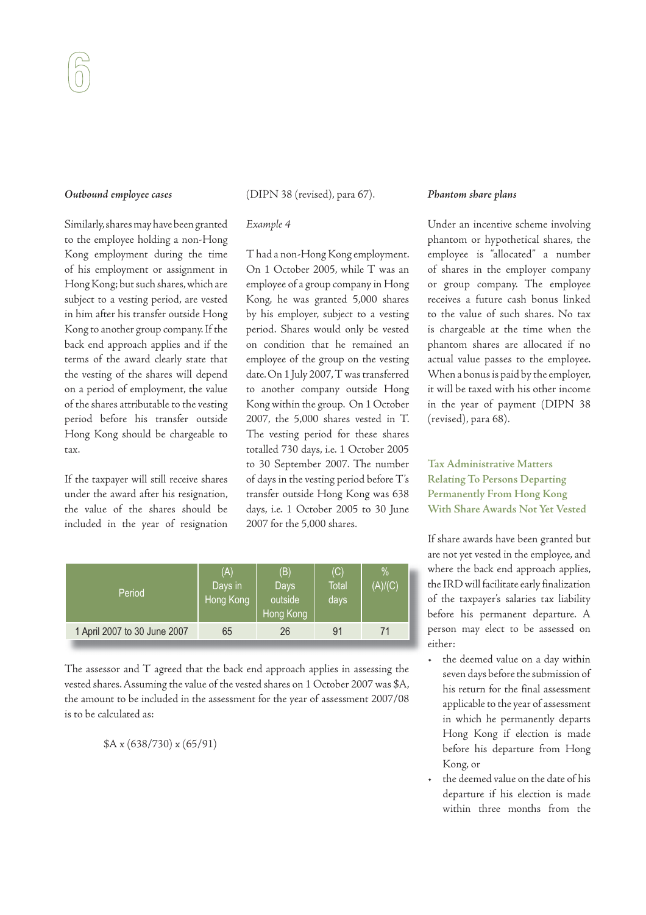### *Outbound employee cases*

Similarly, shares may have been granted to the employee holding a non-Hong Kong employment during the time of his employment or assignment in Hong Kong; but such shares, which are subject to a vesting period, are vested in him after his transfer outside Hong Kong to another group company. If the back end approach applies and if the terms of the award clearly state that the vesting of the shares will depend on a period of employment, the value of the shares attributable to the vesting period before his transfer outside Hong Kong should be chargeable to tax.

If the taxpayer will still receive shares under the award after his resignation, the value of the shares should be included in the year of resignation (DIPN 38 (revised), para 67).

*Example 4*

T had a non-Hong Kong employment. On 1 October 2005, while T was an employee of a group company in Hong Kong, he was granted 5,000 shares by his employer, subject to a vesting period. Shares would only be vested on condition that he remained an employee of the group on the vesting date. On 1 July 2007, T was transferred to another company outside Hong Kong within the group. On 1 October 2007, the 5,000 shares vested in T. The vesting period for these shares totalled 730 days, i.e. 1 October 2005 to 30 September 2007. The number of days in the vesting period before T's transfer outside Hong Kong was 638 days, i.e. 1 October 2005 to 30 June 2007 for the 5,000 shares.

| Period | (A) Days in Hong Kong | (B) Days outside Hong Kong | (C) Total days | % (A)/(C) |
|---|---|---|---|---|
| 1 April 2007 to 30 June 2007 | 65 | 26 | 91 | 71 |

The assessor and T agreed that the back end approach applies in assessing the vested shares. Assuming the value of the vested shares on 1 October 2007 was $A, the amount to be included in the assessment for the year of assessment 2007/08 is to be calculated as:

$$\$A \times (638/730) \times (65/91)$$

### *Phantom share plans*

Under an incentive scheme involving phantom or hypothetical shares, the employee is "allocated" a number of shares in the employer company or group company. The employee receives a future cash bonus linked to the value of such shares. No tax is chargeable at the time when the phantom shares are allocated if no actual value passes to the employee. When a bonus is paid by the employer, it will be taxed with his other income in the year of payment (DIPN 38 (revised), para 68).

## Tax Administrative Matters Relating To Persons Departing Permanently From Hong Kong With Share Awards Not Yet Vested

If share awards have been granted but are not yet vested in the employee, and where the back end approach applies, the IRD will facilitate early finalization of the taxpayer's salaries tax liability before his permanent departure. A person may elect to be assessed on either:

- the deemed value on a day within seven days before the submission of his return for the final assessment applicable to the year of assessment in which he permanently departs Hong Kong if election is made before his departure from Hong Kong, or
- the deemed value on the date of his departure if his election is made within three months from the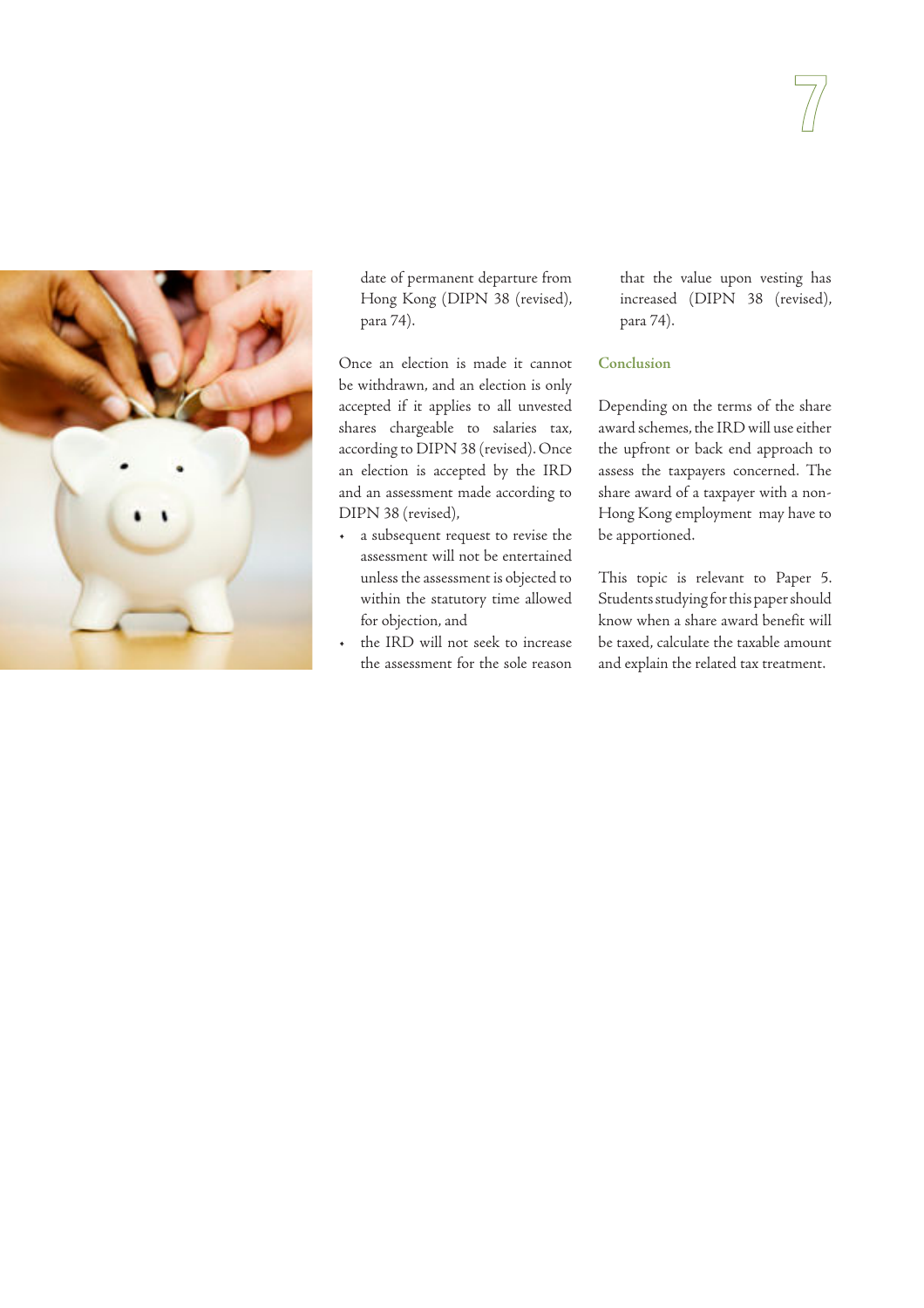date of permanent departure from Hong Kong (DIPN 38 (revised), para 74).

Once an election is made it cannot be withdrawn, and an election is only accepted if it applies to all unvested shares chargeable to salaries tax, according to DIPN 38 (revised). Once an election is accepted by the IRD and an assessment made according to DIPN 38 (revised),

- a subsequent request to revise the assessment will not be entertained unless the assessment is objected to within the statutory time allowed for objection, and
- the IRD will not seek to increase the assessment for the sole reason that the value upon vesting has increased (DIPN 38 (revised), para 74).

### Conclusion

Depending on the terms of the share award schemes, the IRD will use either the upfront or back end approach to assess the taxpayers concerned. The share award of a taxpayer with a non-Hong Kong employment may have to be apportioned.

This topic is relevant to Paper 5. Students studying for this paper should know when a share award benefit will be taxed, calculate the taxable amount and explain the related tax treatment.